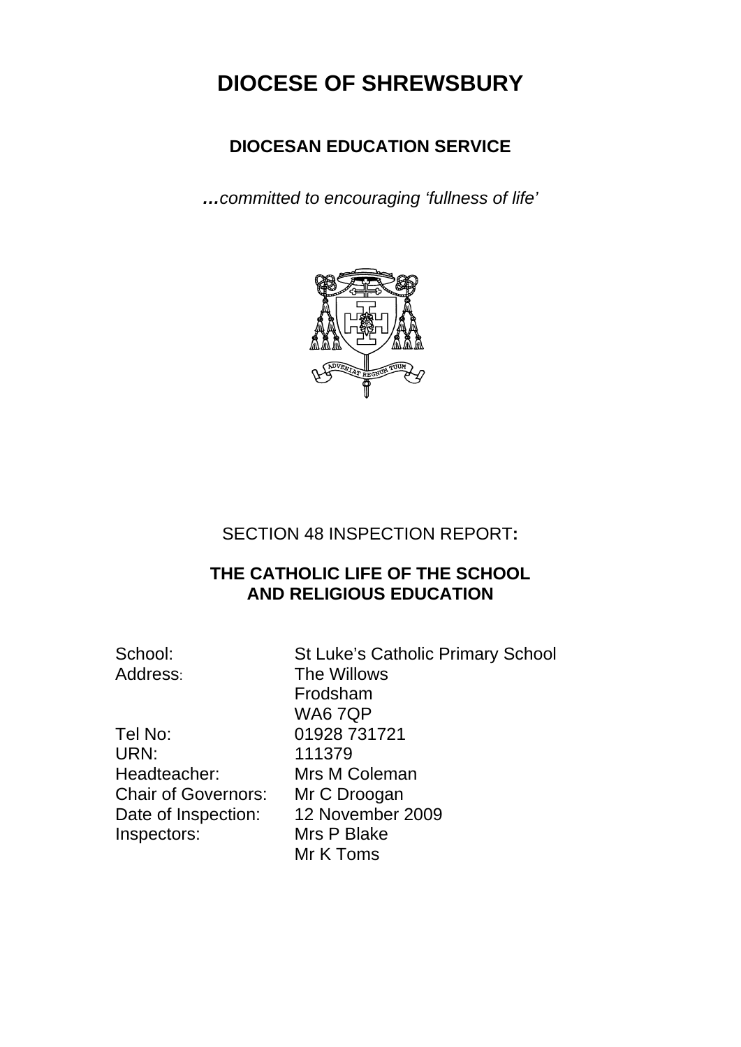# DIOCESE OF SHREWSBURY

## DIOCESAN EDUCATION SERVICE

***…****committed to encouraging 'fullness of life'*

SECTION 48 INSPECTION REPORT**:**

**THE CATHOLIC LIFE OF THE SCHOOL AND RELIGIOUS EDUCATION**

| | |
|---|---|
| School: | St Luke's Catholic Primary School |
| Address: | The Willows<br>Frodsham<br>WA6 7QP |
| Tel No: | 01928 731721 |
| URN: | 111379 |
| Headteacher: | Mrs M Coleman |
| Chair of Governors: | Mr C Droogan |
| Date of Inspection: | 12 November 2009 |
| Inspectors: | Mrs P Blake<br>Mr K Toms |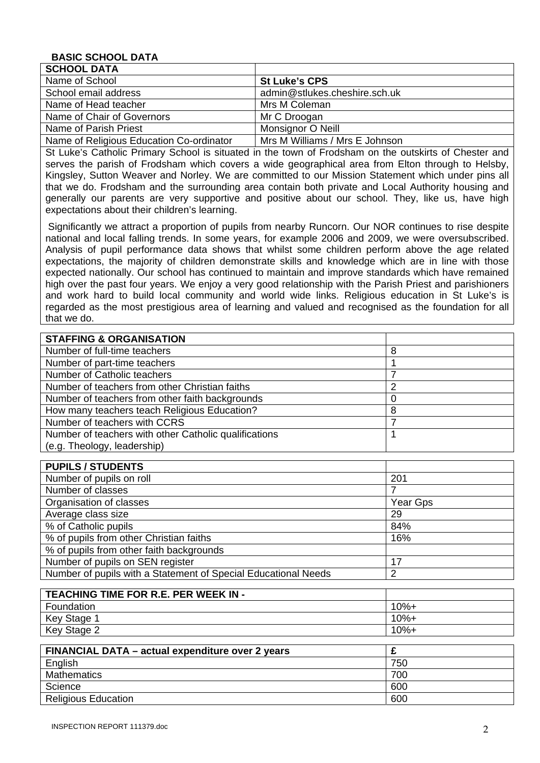## BASIC SCHOOL DATA

| SCHOOL DATA | |
|---|---|
| Name of School | **St Luke's CPS** |
| School email address | admin@stlukes.cheshire.sch.uk |
| Name of Head teacher | Mrs M Coleman |
| Name of Chair of Governors | Mr C Droogan |
| Name of Parish Priest | Monsignor O Neill |
| Name of Religious Education Co-ordinator | Mrs M Williams / Mrs E Johnson |

St Luke's Catholic Primary School is situated in the town of Frodsham on the outskirts of Chester and serves the parish of Frodsham which covers a wide geographical area from Elton through to Helsby, Kingsley, Sutton Weaver and Norley. We are committed to our Mission Statement which under pins all that we do. Frodsham and the surrounding area contain both private and Local Authority housing and generally our parents are very supportive and positive about our school. They, like us, have high expectations about their children's learning.

Significantly we attract a proportion of pupils from nearby Runcorn. Our NOR continues to rise despite national and local falling trends. In some years, for example 2006 and 2009, we were oversubscribed. Analysis of pupil performance data shows that whilst some children perform above the age related expectations, the majority of children demonstrate skills and knowledge which are in line with those expected nationally. Our school has continued to maintain and improve standards which have remained high over the past four years. We enjoy a very good relationship with the Parish Priest and parishioners and work hard to build local community and world wide links. Religious education in St Luke's is regarded as the most prestigious area of learning and valued and recognised as the foundation for all that we do.

| STAFFING & ORGANISATION | |
|---|---|
| Number of full-time teachers | 8 |
| Number of part-time teachers | 1 |
| Number of Catholic teachers | 7 |
| Number of teachers from other Christian faiths | 2 |
| Number of teachers from other faith backgrounds | 0 |
| How many teachers teach Religious Education? | 8 |
| Number of teachers with CCRS | 7 |
| Number of teachers with other Catholic qualifications (e.g. Theology, leadership) | 1 |

| PUPILS / STUDENTS | |
|---|---|
| Number of pupils on roll | 201 |
| Number of classes | 7 |
| Organisation of classes | Year Gps |
| Average class size | 29 |
| % of Catholic pupils | 84% |
| % of pupils from other Christian faiths | 16% |
| % of pupils from other faith backgrounds | |
| Number of pupils on SEN register | 17 |
| Number of pupils with a Statement of Special Educational Needs | 2 |

| TEACHING TIME FOR R.E. PER WEEK IN - | |
|---|---|
| Foundation | 10%+ |
| Key Stage 1 | 10%+ |
| Key Stage 2 | 10%+ |

| FINANCIAL DATA – actual expenditure over 2 years | £ |
|---|---|
| English | 750 |
| Mathematics | 700 |
| Science | 600 |
| Religious Education | 600 |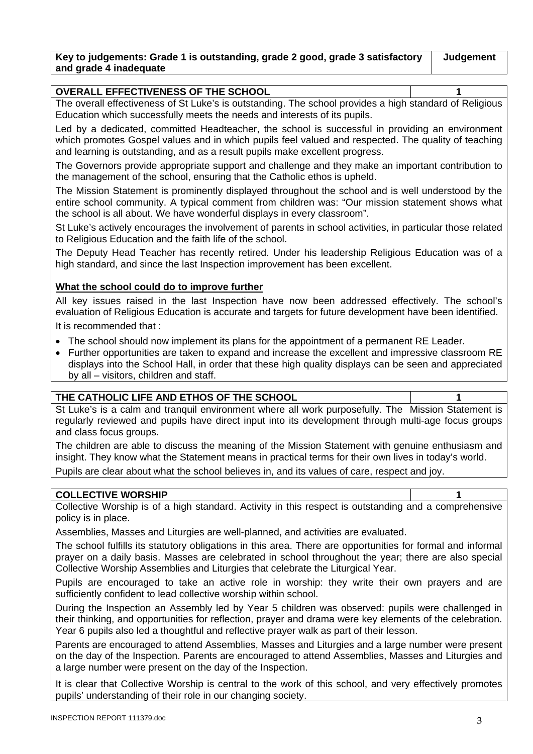| Key to judgements: Grade 1 is outstanding, grade 2 good, grade 3 satisfactory and grade 4 inadequate | Judgement |
|---|---|

| **OVERALL EFFECTIVENESS OF THE SCHOOL** | **1** |
|---|---|

The overall effectiveness of St Luke's is outstanding. The school provides a high standard of Religious Education which successfully meets the needs and interests of its pupils.

Led by a dedicated, committed Headteacher, the school is successful in providing an environment which promotes Gospel values and in which pupils feel valued and respected. The quality of teaching and learning is outstanding, and as a result pupils make excellent progress.

The Governors provide appropriate support and challenge and they make an important contribution to the management of the school, ensuring that the Catholic ethos is upheld.

The Mission Statement is prominently displayed throughout the school and is well understood by the entire school community. A typical comment from children was: "Our mission statement shows what the school is all about. We have wonderful displays in every classroom".

St Luke's actively encourages the involvement of parents in school activities, in particular those related to Religious Education and the faith life of the school.

The Deputy Head Teacher has recently retired. Under his leadership Religious Education was of a high standard, and since the last Inspection improvement has been excellent.

**What the school could do to improve further**

All key issues raised in the last Inspection have now been addressed effectively. The school's evaluation of Religious Education is accurate and targets for future development have been identified.

It is recommended that :

- The school should now implement its plans for the appointment of a permanent RE Leader.
- Further opportunities are taken to expand and increase the excellent and impressive classroom RE displays into the School Hall, in order that these high quality displays can be seen and appreciated by all – visitors, children and staff.

| **THE CATHOLIC LIFE AND ETHOS OF THE SCHOOL** | **1** |
|---|---|

St Luke's is a calm and tranquil environment where all work purposefully. The Mission Statement is regularly reviewed and pupils have direct input into its development through multi-age focus groups and class focus groups.

The children are able to discuss the meaning of the Mission Statement with genuine enthusiasm and insight. They know what the Statement means in practical terms for their own lives in today's world.

Pupils are clear about what the school believes in, and its values of care, respect and joy.

| **COLLECTIVE WORSHIP** | **1** |
|---|---|

Collective Worship is of a high standard. Activity in this respect is outstanding and a comprehensive policy is in place.

Assemblies, Masses and Liturgies are well-planned, and activities are evaluated.

The school fulfills its statutory obligations in this area. There are opportunities for formal and informal prayer on a daily basis. Masses are celebrated in school throughout the year; there are also special Collective Worship Assemblies and Liturgies that celebrate the Liturgical Year.

Pupils are encouraged to take an active role in worship: they write their own prayers and are sufficiently confident to lead collective worship within school.

During the Inspection an Assembly led by Year 5 children was observed: pupils were challenged in their thinking, and opportunities for reflection, prayer and drama were key elements of the celebration. Year 6 pupils also led a thoughtful and reflective prayer walk as part of their lesson.

Parents are encouraged to attend Assemblies, Masses and Liturgies and a large number were present on the day of the Inspection. Parents are encouraged to attend Assemblies, Masses and Liturgies and a large number were present on the day of the Inspection.

It is clear that Collective Worship is central to the work of this school, and very effectively promotes pupils' understanding of their role in our changing society.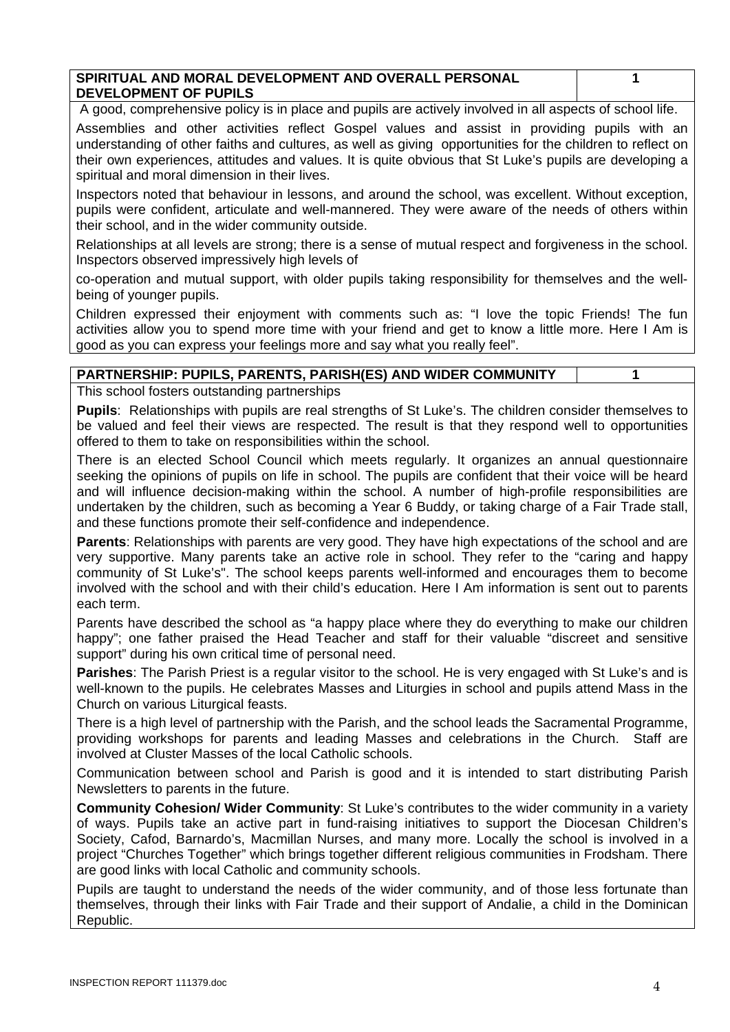| SPIRITUAL AND MORAL DEVELOPMENT AND OVERALL PERSONAL DEVELOPMENT OF PUPILS | 1 |
|---|---|

A good, comprehensive policy is in place and pupils are actively involved in all aspects of school life.

Assemblies and other activities reflect Gospel values and assist in providing pupils with an understanding of other faiths and cultures, as well as giving opportunities for the children to reflect on their own experiences, attitudes and values. It is quite obvious that St Luke's pupils are developing a spiritual and moral dimension in their lives.

Inspectors noted that behaviour in lessons, and around the school, was excellent. Without exception, pupils were confident, articulate and well-mannered. They were aware of the needs of others within their school, and in the wider community outside.

Relationships at all levels are strong; there is a sense of mutual respect and forgiveness in the school. Inspectors observed impressively high levels of

co-operation and mutual support, with older pupils taking responsibility for themselves and the well-being of younger pupils.

Children expressed their enjoyment with comments such as: "I love the topic Friends! The fun activities allow you to spend more time with your friend and get to know a little more. Here I Am is good as you can express your feelings more and say what you really feel".

| PARTNERSHIP: PUPILS, PARENTS, PARISH(ES) AND WIDER COMMUNITY | 1 |
|---|---|

This school fosters outstanding partnerships

**Pupils**: Relationships with pupils are real strengths of St Luke's. The children consider themselves to be valued and feel their views are respected. The result is that they respond well to opportunities offered to them to take on responsibilities within the school.

There is an elected School Council which meets regularly. It organizes an annual questionnaire seeking the opinions of pupils on life in school. The pupils are confident that their voice will be heard and will influence decision-making within the school. A number of high-profile responsibilities are undertaken by the children, such as becoming a Year 6 Buddy, or taking charge of a Fair Trade stall, and these functions promote their self-confidence and independence.

**Parents**: Relationships with parents are very good. They have high expectations of the school and are very supportive. Many parents take an active role in school. They refer to the "caring and happy community of St Luke's". The school keeps parents well-informed and encourages them to become involved with the school and with their child's education. Here I Am information is sent out to parents each term.

Parents have described the school as "a happy place where they do everything to make our children happy"; one father praised the Head Teacher and staff for their valuable "discreet and sensitive support" during his own critical time of personal need.

**Parishes**: The Parish Priest is a regular visitor to the school. He is very engaged with St Luke's and is well-known to the pupils. He celebrates Masses and Liturgies in school and pupils attend Mass in the Church on various Liturgical feasts.

There is a high level of partnership with the Parish, and the school leads the Sacramental Programme, providing workshops for parents and leading Masses and celebrations in the Church. Staff are involved at Cluster Masses of the local Catholic schools.

Communication between school and Parish is good and it is intended to start distributing Parish Newsletters to parents in the future.

**Community Cohesion/ Wider Community**: St Luke's contributes to the wider community in a variety of ways. Pupils take an active part in fund-raising initiatives to support the Diocesan Children's Society, Cafod, Barnardo's, Macmillan Nurses, and many more. Locally the school is involved in a project "Churches Together" which brings together different religious communities in Frodsham. There are good links with local Catholic and community schools.

Pupils are taught to understand the needs of the wider community, and of those less fortunate than themselves, through their links with Fair Trade and their support of Andalie, a child in the Dominican Republic.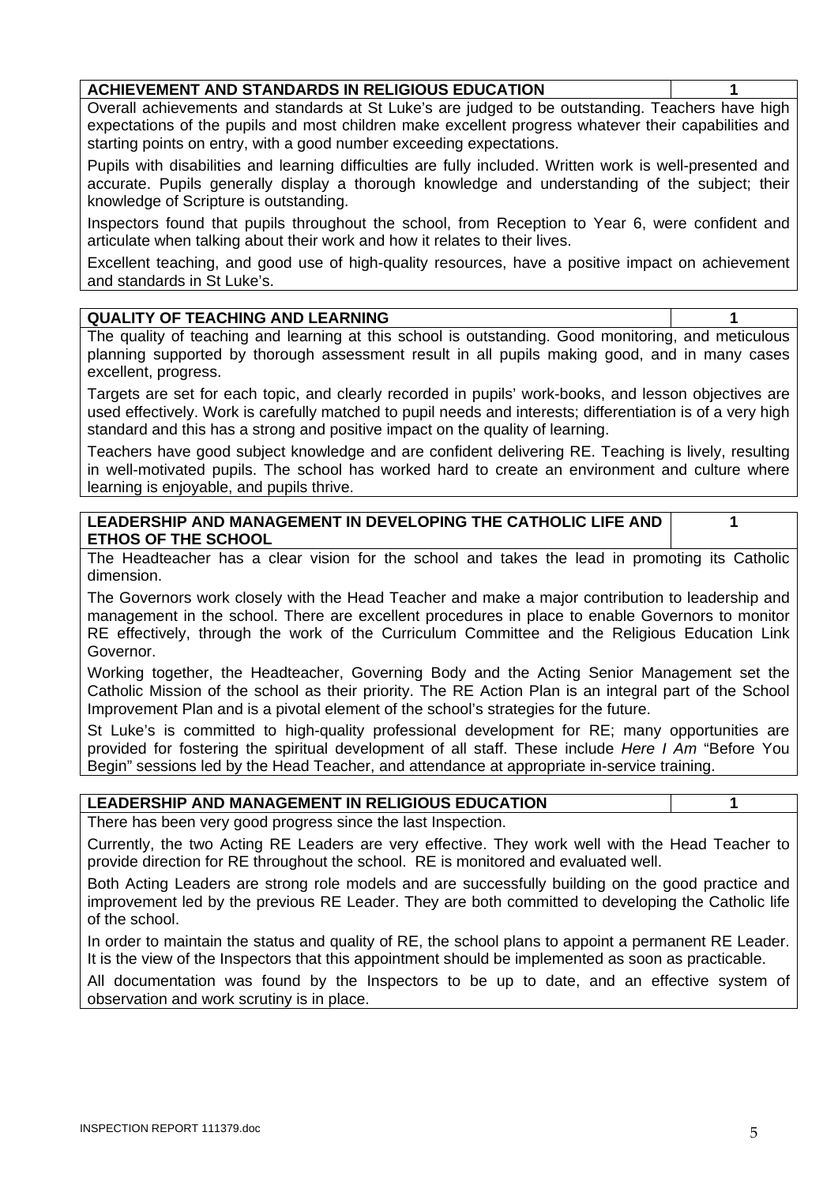| ACHIEVEMENT AND STANDARDS IN RELIGIOUS EDUCATION | 1 |
|---|---|

Overall achievements and standards at St Luke's are judged to be outstanding. Teachers have high expectations of the pupils and most children make excellent progress whatever their capabilities and starting points on entry, with a good number exceeding expectations.

Pupils with disabilities and learning difficulties are fully included. Written work is well-presented and accurate. Pupils generally display a thorough knowledge and understanding of the subject; their knowledge of Scripture is outstanding.

Inspectors found that pupils throughout the school, from Reception to Year 6, were confident and articulate when talking about their work and how it relates to their lives.

Excellent teaching, and good use of high-quality resources, have a positive impact on achievement and standards in St Luke's.

| QUALITY OF TEACHING AND LEARNING | 1 |
|---|---|

The quality of teaching and learning at this school is outstanding. Good monitoring, and meticulous planning supported by thorough assessment result in all pupils making good, and in many cases excellent, progress.

Targets are set for each topic, and clearly recorded in pupils' work-books, and lesson objectives are used effectively. Work is carefully matched to pupil needs and interests; differentiation is of a very high standard and this has a strong and positive impact on the quality of learning.

Teachers have good subject knowledge and are confident delivering RE. Teaching is lively, resulting in well-motivated pupils. The school has worked hard to create an environment and culture where learning is enjoyable, and pupils thrive.

| LEADERSHIP AND MANAGEMENT IN DEVELOPING THE CATHOLIC LIFE AND ETHOS OF THE SCHOOL | 1 |
|---|---|

The Headteacher has a clear vision for the school and takes the lead in promoting its Catholic dimension.

The Governors work closely with the Head Teacher and make a major contribution to leadership and management in the school. There are excellent procedures in place to enable Governors to monitor RE effectively, through the work of the Curriculum Committee and the Religious Education Link Governor.

Working together, the Headteacher, Governing Body and the Acting Senior Management set the Catholic Mission of the school as their priority. The RE Action Plan is an integral part of the School Improvement Plan and is a pivotal element of the school's strategies for the future.

St Luke's is committed to high-quality professional development for RE; many opportunities are provided for fostering the spiritual development of all staff. These include *Here I Am* "Before You Begin" sessions led by the Head Teacher, and attendance at appropriate in-service training.

| LEADERSHIP AND MANAGEMENT IN RELIGIOUS EDUCATION | 1 |
|---|---|

There has been very good progress since the last Inspection.

Currently, the two Acting RE Leaders are very effective. They work well with the Head Teacher to provide direction for RE throughout the school. RE is monitored and evaluated well.

Both Acting Leaders are strong role models and are successfully building on the good practice and improvement led by the previous RE Leader. They are both committed to developing the Catholic life of the school.

In order to maintain the status and quality of RE, the school plans to appoint a permanent RE Leader. It is the view of the Inspectors that this appointment should be implemented as soon as practicable.

All documentation was found by the Inspectors to be up to date, and an effective system of observation and work scrutiny is in place.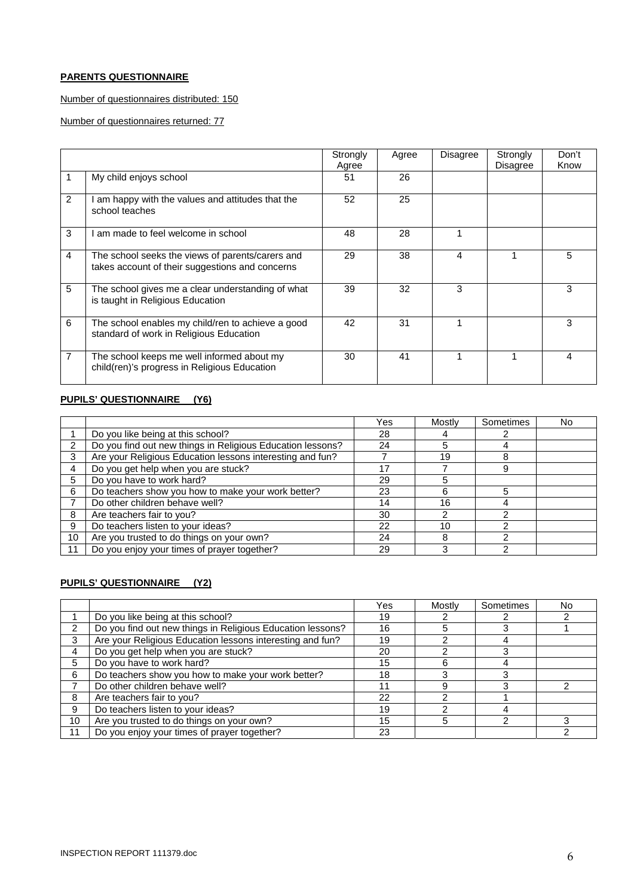**PARENTS QUESTIONNAIRE**

Number of questionnaires distributed: 150

Number of questionnaires returned: 77

| | | Strongly Agree | Agree | Disagree | Strongly Disagree | Don't Know |
|---|---|---|---|---|---|---|
| 1 | My child enjoys school | 51 | 26 | | | |
| 2 | I am happy with the values and attitudes that the school teaches | 52 | 25 | | | |
| 3 | I am made to feel welcome in school | 48 | 28 | 1 | | |
| 4 | The school seeks the views of parents/carers and takes account of their suggestions and concerns | 29 | 38 | 4 | 1 | 5 |
| 5 | The school gives me a clear understanding of what is taught in Religious Education | 39 | 32 | 3 | | 3 |
| 6 | The school enables my child/ren to achieve a good standard of work in Religious Education | 42 | 31 | 1 | | 3 |
| 7 | The school keeps me well informed about my child(ren)'s progress in Religious Education | 30 | 41 | 1 | 1 | 4 |

**PUPILS' QUESTIONNAIRE (Y6)**

| | | Yes | Mostly | Sometimes | No |
|---|---|---|---|---|---|
| 1 | Do you like being at this school? | 28 | 4 | 2 | |
| 2 | Do you find out new things in Religious Education lessons? | 24 | 5 | 4 | |
| 3 | Are your Religious Education lessons interesting and fun? | 7 | 19 | 8 | |
| 4 | Do you get help when you are stuck? | 17 | 7 | 9 | |
| 5 | Do you have to work hard? | 29 | 5 | | |
| 6 | Do teachers show you how to make your work better? | 23 | 6 | 5 | |
| 7 | Do other children behave well? | 14 | 16 | 4 | |
| 8 | Are teachers fair to you? | 30 | 2 | 2 | |
| 9 | Do teachers listen to your ideas? | 22 | 10 | 2 | |
| 10 | Are you trusted to do things on your own? | 24 | 8 | 2 | |
| 11 | Do you enjoy your times of prayer together? | 29 | 3 | 2 | |

**PUPILS' QUESTIONNAIRE (Y2)**

| | | Yes | Mostly | Sometimes | No |
|---|---|---|---|---|---|
| 1 | Do you like being at this school? | 19 | 2 | 2 | 2 |
| 2 | Do you find out new things in Religious Education lessons? | 16 | 5 | 3 | 1 |
| 3 | Are your Religious Education lessons interesting and fun? | 19 | 2 | 4 | |
| 4 | Do you get help when you are stuck? | 20 | 2 | 3 | |
| 5 | Do you have to work hard? | 15 | 6 | 4 | |
| 6 | Do teachers show you how to make your work better? | 18 | 3 | 3 | |
| 7 | Do other children behave well? | 11 | 9 | 3 | 2 |
| 8 | Are teachers fair to you? | 22 | 2 | 1 | |
| 9 | Do teachers listen to your ideas? | 19 | 2 | 4 | |
| 10 | Are you trusted to do things on your own? | 15 | 5 | 2 | 3 |
| 11 | Do you enjoy your times of prayer together? | 23 | | | 2 |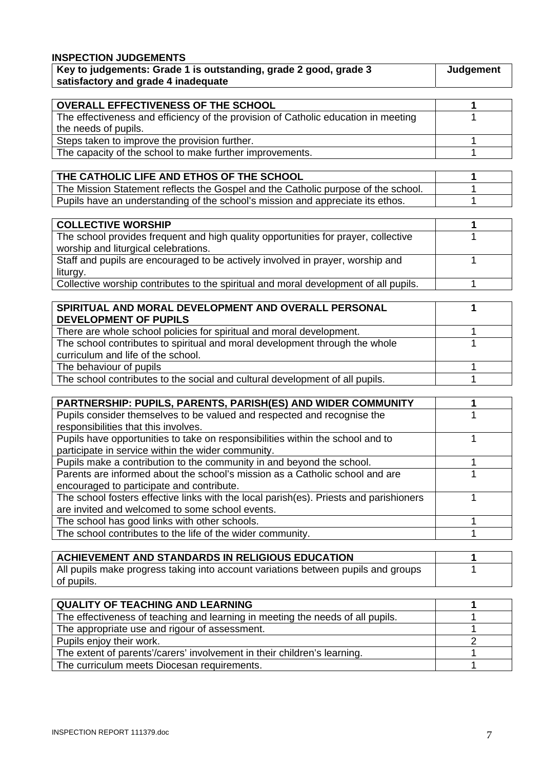## INSPECTION JUDGEMENTS

| Key to judgements: Grade 1 is outstanding, grade 2 good, grade 3 satisfactory and grade 4 inadequate | Judgement |
|---|---|

| **OVERALL EFFECTIVENESS OF THE SCHOOL** | **1** |
|---|---|
| The effectiveness and efficiency of the provision of Catholic education in meeting the needs of pupils. | 1 |
| Steps taken to improve the provision further. | 1 |
| The capacity of the school to make further improvements. | 1 |

| **THE CATHOLIC LIFE AND ETHOS OF THE SCHOOL** | **1** |
|---|---|
| The Mission Statement reflects the Gospel and the Catholic purpose of the school. | 1 |
| Pupils have an understanding of the school's mission and appreciate its ethos. | 1 |

| **COLLECTIVE WORSHIP** | **1** |
|---|---|
| The school provides frequent and high quality opportunities for prayer, collective worship and liturgical celebrations. | 1 |
| Staff and pupils are encouraged to be actively involved in prayer, worship and liturgy. | 1 |
| Collective worship contributes to the spiritual and moral development of all pupils. | 1 |

| **SPIRITUAL AND MORAL DEVELOPMENT AND OVERALL PERSONAL DEVELOPMENT OF PUPILS** | **1** |
|---|---|
| There are whole school policies for spiritual and moral development. | 1 |
| The school contributes to spiritual and moral development through the whole curriculum and life of the school. | 1 |
| The behaviour of pupils | 1 |
| The school contributes to the social and cultural development of all pupils. | 1 |

| **PARTNERSHIP: PUPILS, PARENTS, PARISH(ES) AND WIDER COMMUNITY** | **1** |
|---|---|
| Pupils consider themselves to be valued and respected and recognise the responsibilities that this involves. | 1 |
| Pupils have opportunities to take on responsibilities within the school and to participate in service within the wider community. | 1 |
| Pupils make a contribution to the community in and beyond the school. | 1 |
| Parents are informed about the school's mission as a Catholic school and are encouraged to participate and contribute. | 1 |
| The school fosters effective links with the local parish(es). Priests and parishioners are invited and welcomed to some school events. | 1 |
| The school has good links with other schools. | 1 |
| The school contributes to the life of the wider community. | 1 |

| **ACHIEVEMENT AND STANDARDS IN RELIGIOUS EDUCATION** | **1** |
|---|---|
| All pupils make progress taking into account variations between pupils and groups of pupils. | 1 |

| **QUALITY OF TEACHING AND LEARNING** | **1** |
|---|---|
| The effectiveness of teaching and learning in meeting the needs of all pupils. | 1 |
| The appropriate use and rigour of assessment. | 1 |
| Pupils enjoy their work. | 2 |
| The extent of parents'/carers' involvement in their children's learning. | 1 |
| The curriculum meets Diocesan requirements. | 1 |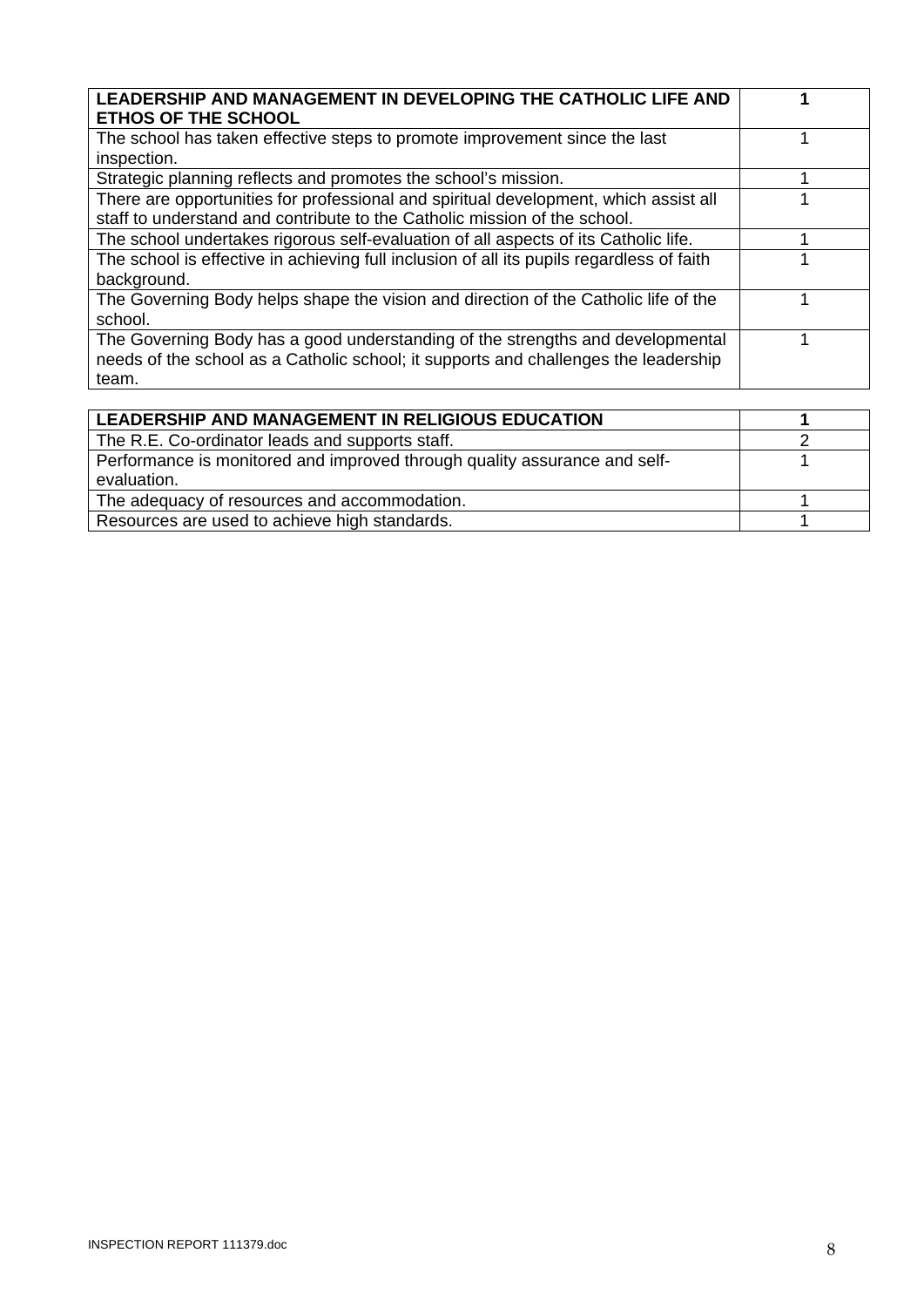| LEADERSHIP AND MANAGEMENT IN DEVELOPING THE CATHOLIC LIFE AND ETHOS OF THE SCHOOL | 1 |
|---|---|
| The school has taken effective steps to promote improvement since the last inspection. | 1 |
| Strategic planning reflects and promotes the school's mission. | 1 |
| There are opportunities for professional and spiritual development, which assist all staff to understand and contribute to the Catholic mission of the school. | 1 |
| The school undertakes rigorous self-evaluation of all aspects of its Catholic life. | 1 |
| The school is effective in achieving full inclusion of all its pupils regardless of faith background. | 1 |
| The Governing Body helps shape the vision and direction of the Catholic life of the school. | 1 |
| The Governing Body has a good understanding of the strengths and developmental needs of the school as a Catholic school; it supports and challenges the leadership team. | 1 |

| LEADERSHIP AND MANAGEMENT IN RELIGIOUS EDUCATION | 1 |
|---|---|
| The R.E. Co-ordinator leads and supports staff. | 2 |
| Performance is monitored and improved through quality assurance and self-evaluation. | 1 |
| The adequacy of resources and accommodation. | 1 |
| Resources are used to achieve high standards. | 1 |